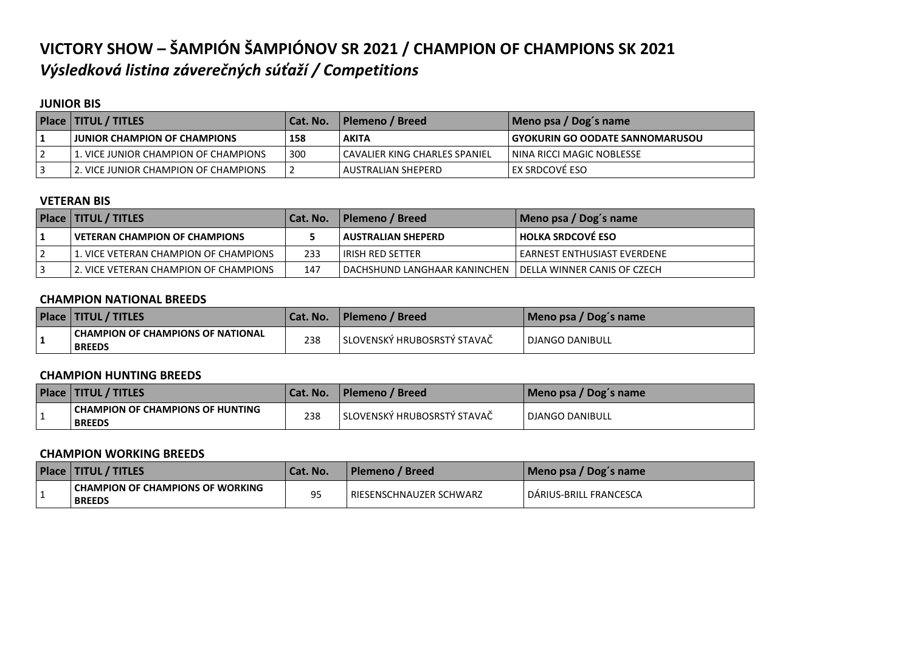# VICTORY SHOW – ŠAMPIÓN ŠAMPIÓNOV SR 2021 / CHAMPION OF CHAMPIONS SK 2021

## *Výsledková listina záverečných súťaží / Competitions*

### JUNIOR BIS

| Place | TITUL / TITLES | Cat. No. | Plemeno / Breed | Meno psa / Dog´s name |
|---|---|---|---|---|
| **1** | **JUNIOR CHAMPION OF CHAMPIONS** | **158** | **AKITA** | **GYOKURIN GO OODATE SANNOMARUSOU** |
| 2 | 1. VICE JUNIOR CHAMPION OF CHAMPIONS | 300 | CAVALIER KING CHARLES SPANIEL | NINA RICCI MAGIC NOBLESSE |
| 3 | 2. VICE JUNIOR CHAMPION OF CHAMPIONS | 2 | AUSTRALIAN SHEPERD | EX SRDCOVÉ ESO |

### VETERAN BIS

| Place | TITUL / TITLES | Cat. No. | Plemeno / Breed | Meno psa / Dog´s name |
|---|---|---|---|---|
| **1** | **VETERAN CHAMPION OF CHAMPIONS** | **5** | **AUSTRALIAN SHEPERD** | **HOLKA SRDCOVÉ ESO** |
| 2 | 1. VICE VETERAN CHAMPION OF CHAMPIONS | 233 | IRISH RED SETTER | EARNEST ENTHUSIAST EVERDENE |
| 3 | 2. VICE VETERAN CHAMPION OF CHAMPIONS | 147 | DACHSHUND LANGHAAR KANINCHEN | DELLA WINNER CANIS OF CZECH |

### CHAMPION NATIONAL BREEDS

| Place | TITUL / TITLES | Cat. No. | Plemeno / Breed | Meno psa / Dog´s name |
|---|---|---|---|---|
| **1** | **CHAMPION OF CHAMPIONS OF NATIONAL BREEDS** | 238 | SLOVENSKÝ HRUBOSRSTÝ STAVAČ | DJANGO DANIBULL |

### CHAMPION HUNTING BREEDS

| Place | TITUL / TITLES | Cat. No. | Plemeno / Breed | Meno psa / Dog´s name |
|---|---|---|---|---|
| 1 | **CHAMPION OF CHAMPIONS OF HUNTING BREEDS** | 238 | SLOVENSKÝ HRUBOSRSTÝ STAVAČ | DJANGO DANIBULL |

### CHAMPION WORKING BREEDS

| Place | TITUL / TITLES | Cat. No. | Plemeno / Breed | Meno psa / Dog´s name |
|---|---|---|---|---|
| 1 | **CHAMPION OF CHAMPIONS OF WORKING BREEDS** | 95 | RIESENSCHNAUZER SCHWARZ | DÁRIUS-BRILL FRANCESCA |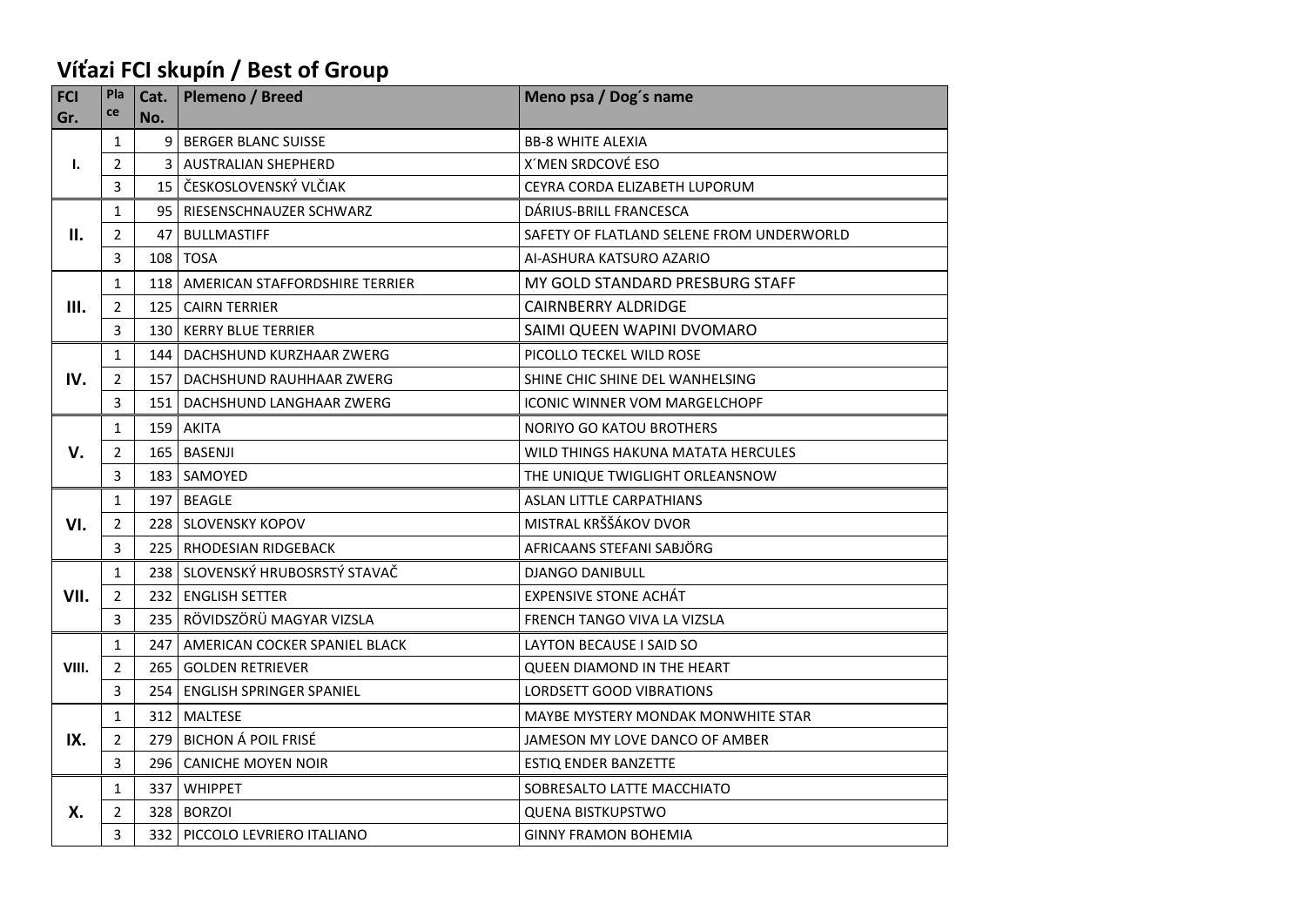## Víťazi FCI skupín / Best of Group

| FCI Gr. | Place | Cat. No. | Plemeno / Breed | Meno psa / Dog´s name |
|---|---|---|---|---|
| I. | 1 | 9 | BERGER BLANC SUISSE | BB-8 WHITE ALEXIA |
| | 2 | 3 | AUSTRALIAN SHEPHERD | X´MEN SRDCOVÉ ESO |
| | 3 | 15 | ČESKOSLOVENSKÝ VLČIAK | CEYRA CORDA ELIZABETH LUPORUM |
| II. | 1 | 95 | RIESENSCHNAUZER SCHWARZ | DÁRIUS-BRILL FRANCESCA |
| | 2 | 47 | BULLMASTIFF | SAFETY OF FLATLAND SELENE FROM UNDERWORLD |
| | 3 | 108 | TOSA | AI-ASHURA KATSURO AZARIO |
| III. | 1 | 118 | AMERICAN STAFFORDSHIRE TERRIER | MY GOLD STANDARD PRESBURG STAFF |
| | 2 | 125 | CAIRN TERRIER | CAIRNBERRY ALDRIDGE |
| | 3 | 130 | KERRY BLUE TERRIER | SAIMI QUEEN WAPINI DVOMARO |
| IV. | 1 | 144 | DACHSHUND KURZHAAR ZWERG | PICOLLO TECKEL WILD ROSE |
| | 2 | 157 | DACHSHUND RAUHHAAR ZWERG | SHINE CHIC SHINE DEL WANHELSING |
| | 3 | 151 | DACHSHUND LANGHAAR ZWERG | ICONIC WINNER VOM MARGELCHOPF |
| V. | 1 | 159 | AKITA | NORIYO GO KATOU BROTHERS |
| | 2 | 165 | BASENJI | WILD THINGS HAKUNA MATATA HERCULES |
| | 3 | 183 | SAMOYED | THE UNIQUE TWIGLIGHT ORLEANSNOW |
| VI. | 1 | 197 | BEAGLE | ASLAN LITTLE CARPATHIANS |
| | 2 | 228 | SLOVENSKY KOPOV | MISTRAL KRŠŠÁKOV DVOR |
| | 3 | 225 | RHODESIAN RIDGEBACK | AFRICAANS STEFANI SABJÖRG |
| VII. | 1 | 238 | SLOVENSKÝ HRUBOSRSTÝ STAVAČ | DJANGO DANIBULL |
| | 2 | 232 | ENGLISH SETTER | EXPENSIVE STONE ACHÁT |
| | 3 | 235 | RÖVIDSZÖRÜ MAGYAR VIZSLA | FRENCH TANGO VIVA LA VIZSLA |
| VIII. | 1 | 247 | AMERICAN COCKER SPANIEL BLACK | LAYTON BECAUSE I SAID SO |
| | 2 | 265 | GOLDEN RETRIEVER | QUEEN DIAMOND IN THE HEART |
| | 3 | 254 | ENGLISH SPRINGER SPANIEL | LORDSETT GOOD VIBRATIONS |
| IX. | 1 | 312 | MALTESE | MAYBE MYSTERY MONDAK MONWHITE STAR |
| | 2 | 279 | BICHON Á POIL FRISÉ | JAMESON MY LOVE DANCO OF AMBER |
| | 3 | 296 | CANICHE MOYEN NOIR | ESTIQ ENDER BANZETTE |
| X. | 1 | 337 | WHIPPET | SOBRESALTO LATTE MACCHIATO |
| | 2 | 328 | BORZOI | QUENA BISTKUPSTWO |
| | 3 | 332 | PICCOLO LEVRIERO ITALIANO | GINNY FRAMON BOHEMIA |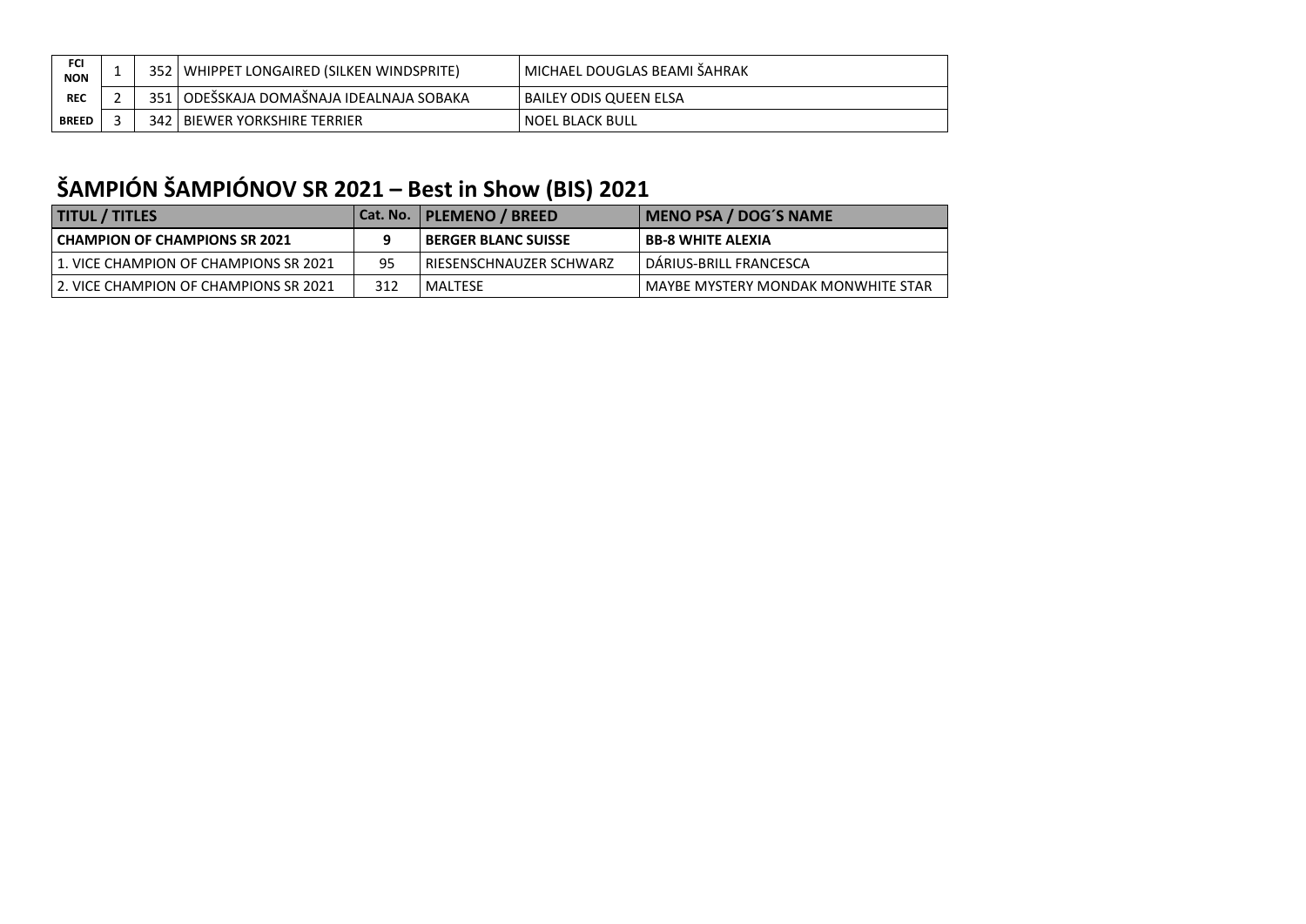| | | | | |
|---|---|---|---|---|
| FCI NON | 1 | 352 | WHIPPET LONGAIRED (SILKEN WINDSPRITE) | MICHAEL DOUGLAS BEAMI ŠAHRAK |
| REC | 2 | 351 | ODEŠSKAJA DOMAŠNAJA IDEALNAJA SOBAKA | BAILEY ODIS QUEEN ELSA |
| BREED | 3 | 342 | BIEWER YORKSHIRE TERRIER | NOEL BLACK BULL |

## ŠAMPIÓN ŠAMPIÓNOV SR 2021 – Best in Show (BIS) 2021

| TITUL / TITLES | Cat. No. | PLEMENO / BREED | MENO PSA / DOG´S NAME |
|---|---|---|---|
| **CHAMPION OF CHAMPIONS SR 2021** | **9** | **BERGER BLANC SUISSE** | **BB-8 WHITE ALEXIA** |
| 1. VICE CHAMPION OF CHAMPIONS SR 2021 | 95 | RIESENSCHNAUZER SCHWARZ | DÁRIUS-BRILL FRANCESCA |
| 2. VICE CHAMPION OF CHAMPIONS SR 2021 | 312 | MALTESE | MAYBE MYSTERY MONDAK MONWHITE STAR |